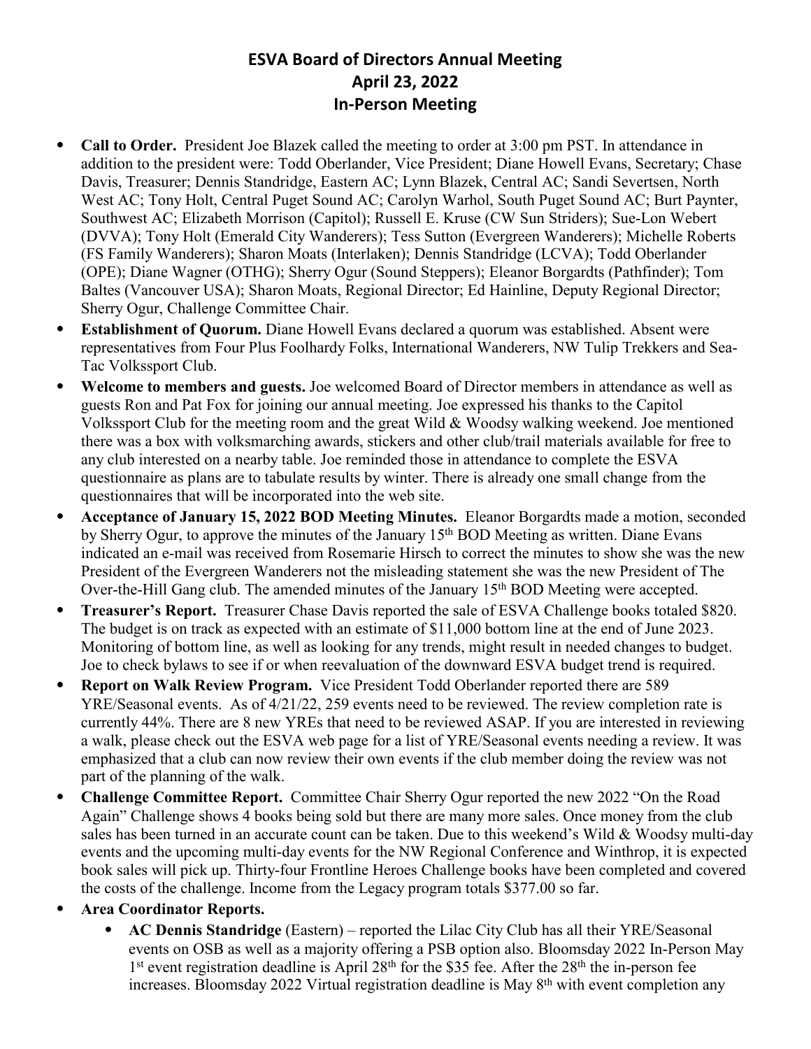# ESVA Board of Directors Annual Meeting
## April 23, 2022
## In-Person Meeting

- **Call to Order.** President Joe Blazek called the meeting to order at 3:00 pm PST. In attendance in addition to the president were: Todd Oberlander, Vice President; Diane Howell Evans, Secretary; Chase Davis, Treasurer; Dennis Standridge, Eastern AC; Lynn Blazek, Central AC; Sandi Severtsen, North West AC; Tony Holt, Central Puget Sound AC; Carolyn Warhol, South Puget Sound AC; Burt Paynter, Southwest AC; Elizabeth Morrison (Capitol); Russell E. Kruse (CW Sun Striders); Sue-Lon Webert (DVVA); Tony Holt (Emerald City Wanderers); Tess Sutton (Evergreen Wanderers); Michelle Roberts (FS Family Wanderers); Sharon Moats (Interlaken); Dennis Standridge (LCVA); Todd Oberlander (OPE); Diane Wagner (OTHG); Sherry Ogur (Sound Steppers); Eleanor Borgardts (Pathfinder); Tom Baltes (Vancouver USA); Sharon Moats, Regional Director; Ed Hainline, Deputy Regional Director; Sherry Ogur, Challenge Committee Chair.
- **Establishment of Quorum.** Diane Howell Evans declared a quorum was established. Absent were representatives from Four Plus Foolhardy Folks, International Wanderers, NW Tulip Trekkers and Sea-Tac Volkssport Club.
- **Welcome to members and guests.** Joe welcomed Board of Director members in attendance as well as guests Ron and Pat Fox for joining our annual meeting. Joe expressed his thanks to the Capitol Volkssport Club for the meeting room and the great Wild & Woodsy walking weekend. Joe mentioned there was a box with volksmarching awards, stickers and other club/trail materials available for free to any club interested on a nearby table. Joe reminded those in attendance to complete the ESVA questionnaire as plans are to tabulate results by winter. There is already one small change from the questionnaires that will be incorporated into the web site.
- **Acceptance of January 15, 2022 BOD Meeting Minutes.** Eleanor Borgardts made a motion, seconded by Sherry Ogur, to approve the minutes of the January 15th BOD Meeting as written. Diane Evans indicated an e-mail was received from Rosemarie Hirsch to correct the minutes to show she was the new President of the Evergreen Wanderers not the misleading statement she was the new President of The Over-the-Hill Gang club. The amended minutes of the January 15th BOD Meeting were accepted.
- **Treasurer's Report.** Treasurer Chase Davis reported the sale of ESVA Challenge books totaled $820. The budget is on track as expected with an estimate of $11,000 bottom line at the end of June 2023. Monitoring of bottom line, as well as looking for any trends, might result in needed changes to budget. Joe to check bylaws to see if or when reevaluation of the downward ESVA budget trend is required.
- **Report on Walk Review Program.** Vice President Todd Oberlander reported there are 589 YRE/Seasonal events. As of 4/21/22, 259 events need to be reviewed. The review completion rate is currently 44%. There are 8 new YREs that need to be reviewed ASAP. If you are interested in reviewing a walk, please check out the ESVA web page for a list of YRE/Seasonal events needing a review. It was emphasized that a club can now review their own events if the club member doing the review was not part of the planning of the walk.
- **Challenge Committee Report.** Committee Chair Sherry Ogur reported the new 2022 "On the Road Again" Challenge shows 4 books being sold but there are many more sales. Once money from the club sales has been turned in an accurate count can be taken. Due to this weekend's Wild & Woodsy multi-day events and the upcoming multi-day events for the NW Regional Conference and Winthrop, it is expected book sales will pick up. Thirty-four Frontline Heroes Challenge books have been completed and covered the costs of the challenge. Income from the Legacy program totals $377.00 so far.
- **Area Coordinator Reports.**
  - **AC Dennis Standridge** (Eastern) – reported the Lilac City Club has all their YRE/Seasonal events on OSB as well as a majority offering a PSB option also. Bloomsday 2022 In-Person May 1st event registration deadline is April 28th for the $35 fee. After the 28th the in-person fee increases. Bloomsday 2022 Virtual registration deadline is May 8th with event completion any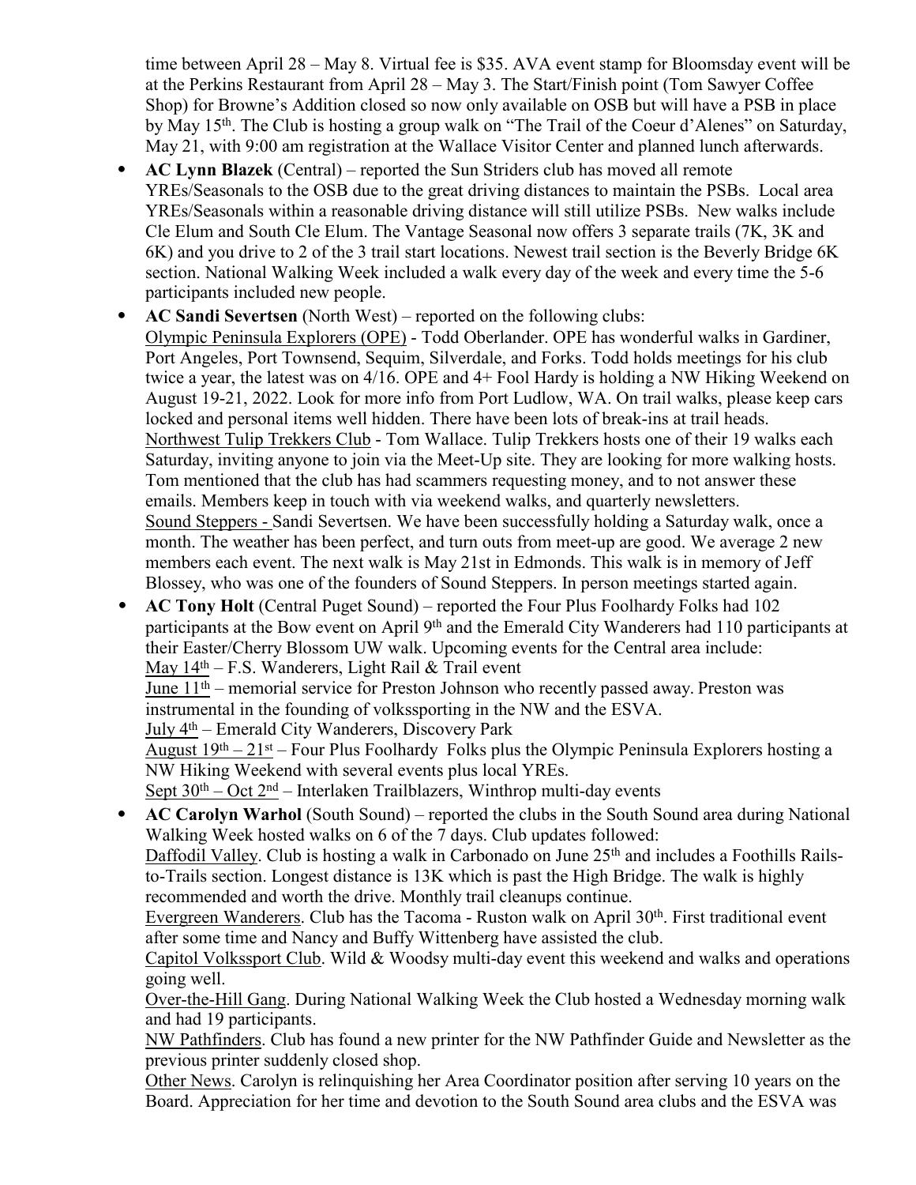time between April 28 – May 8. Virtual fee is $35. AVA event stamp for Bloomsday event will be at the Perkins Restaurant from April 28 – May 3. The Start/Finish point (Tom Sawyer Coffee Shop) for Browne's Addition closed so now only available on OSB but will have a PSB in place by May 15th. The Club is hosting a group walk on "The Trail of the Coeur d'Alenes" on Saturday, May 21, with 9:00 am registration at the Wallace Visitor Center and planned lunch afterwards.

- **AC Lynn Blazek** (Central) – reported the Sun Striders club has moved all remote YREs/Seasonals to the OSB due to the great driving distances to maintain the PSBs. Local area YREs/Seasonals within a reasonable driving distance will still utilize PSBs. New walks include Cle Elum and South Cle Elum. The Vantage Seasonal now offers 3 separate trails (7K, 3K and 6K) and you drive to 2 of the 3 trail start locations. Newest trail section is the Beverly Bridge 6K section. National Walking Week included a walk every day of the week and every time the 5-6 participants included new people.
- **AC Sandi Severtsen** (North West) – reported on the following clubs:
  Olympic Peninsula Explorers (OPE) - Todd Oberlander. OPE has wonderful walks in Gardiner, Port Angeles, Port Townsend, Sequim, Silverdale, and Forks. Todd holds meetings for his club twice a year, the latest was on 4/16. OPE and 4+ Fool Hardy is holding a NW Hiking Weekend on August 19-21, 2022. Look for more info from Port Ludlow, WA. On trail walks, please keep cars locked and personal items well hidden. There have been lots of break-ins at trail heads.
  Northwest Tulip Trekkers Club - Tom Wallace. Tulip Trekkers hosts one of their 19 walks each Saturday, inviting anyone to join via the Meet-Up site. They are looking for more walking hosts. Tom mentioned that the club has had scammers requesting money, and to not answer these emails. Members keep in touch with via weekend walks, and quarterly newsletters.
  Sound Steppers - Sandi Severtsen. We have been successfully holding a Saturday walk, once a month. The weather has been perfect, and turn outs from meet-up are good. We average 2 new members each event. The next walk is May 21st in Edmonds. This walk is in memory of Jeff Blossey, who was one of the founders of Sound Steppers. In person meetings started again.
- **AC Tony Holt** (Central Puget Sound) – reported the Four Plus Foolhardy Folks had 102 participants at the Bow event on April 9th and the Emerald City Wanderers had 110 participants at their Easter/Cherry Blossom UW walk. Upcoming events for the Central area include:
  May 14th – F.S. Wanderers, Light Rail & Trail event
  June 11th – memorial service for Preston Johnson who recently passed away. Preston was instrumental in the founding of volkssporting in the NW and the ESVA.
  July 4th – Emerald City Wanderers, Discovery Park
  August 19th – 21st – Four Plus Foolhardy Folks plus the Olympic Peninsula Explorers hosting a NW Hiking Weekend with several events plus local YREs.
  Sept 30th – Oct 2nd – Interlaken Trailblazers, Winthrop multi-day events
- **AC Carolyn Warhol** (South Sound) – reported the clubs in the South Sound area during National Walking Week hosted walks on 6 of the 7 days. Club updates followed:
  Daffodil Valley. Club is hosting a walk in Carbonado on June 25th and includes a Foothills Rails-to-Trails section. Longest distance is 13K which is past the High Bridge. The walk is highly recommended and worth the drive. Monthly trail cleanups continue.
  Evergreen Wanderers. Club has the Tacoma - Ruston walk on April 30th. First traditional event after some time and Nancy and Buffy Wittenberg have assisted the club.
  Capitol Volkssport Club. Wild & Woodsy multi-day event this weekend and walks and operations going well.
  Over-the-Hill Gang. During National Walking Week the Club hosted a Wednesday morning walk and had 19 participants.
  NW Pathfinders. Club has found a new printer for the NW Pathfinder Guide and Newsletter as the previous printer suddenly closed shop.
  Other News. Carolyn is relinquishing her Area Coordinator position after serving 10 years on the Board. Appreciation for her time and devotion to the South Sound area clubs and the ESVA was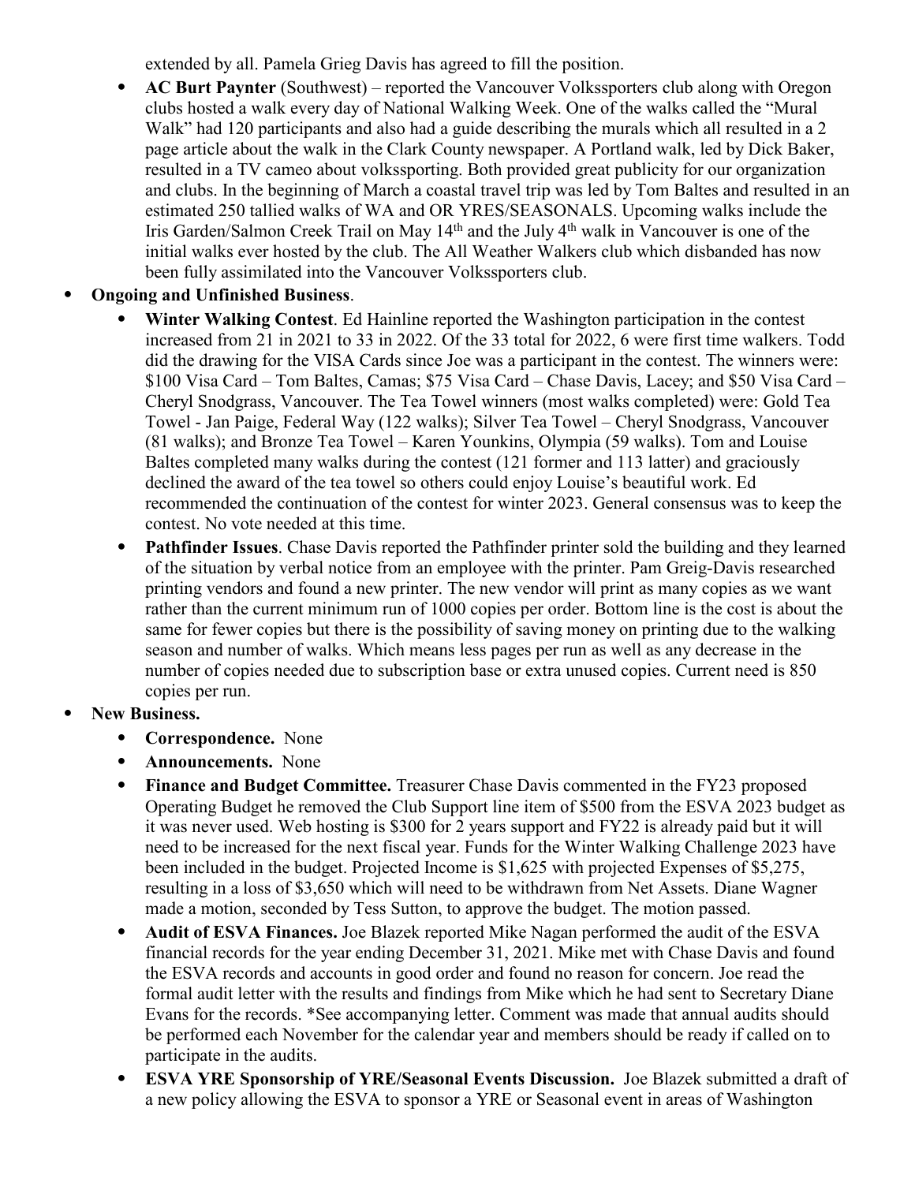extended by all. Pamela Grieg Davis has agreed to fill the position.

- **AC Burt Paynter** (Southwest) – reported the Vancouver Volkssporters club along with Oregon clubs hosted a walk every day of National Walking Week. One of the walks called the "Mural Walk" had 120 participants and also had a guide describing the murals which all resulted in a 2 page article about the walk in the Clark County newspaper. A Portland walk, led by Dick Baker, resulted in a TV cameo about volkssporting. Both provided great publicity for our organization and clubs. In the beginning of March a coastal travel trip was led by Tom Baltes and resulted in an estimated 250 tallied walks of WA and OR YRES/SEASONALS. Upcoming walks include the Iris Garden/Salmon Creek Trail on May 14th and the July 4th walk in Vancouver is one of the initial walks ever hosted by the club. The All Weather Walkers club which disbanded has now been fully assimilated into the Vancouver Volkssporters club.

- **Ongoing and Unfinished Business**.
  - **Winter Walking Contest**. Ed Hainline reported the Washington participation in the contest increased from 21 in 2021 to 33 in 2022. Of the 33 total for 2022, 6 were first time walkers. Todd did the drawing for the VISA Cards since Joe was a participant in the contest. The winners were: $100 Visa Card – Tom Baltes, Camas; $75 Visa Card – Chase Davis, Lacey; and $50 Visa Card – Cheryl Snodgrass, Vancouver. The Tea Towel winners (most walks completed) were: Gold Tea Towel - Jan Paige, Federal Way (122 walks); Silver Tea Towel – Cheryl Snodgrass, Vancouver (81 walks); and Bronze Tea Towel – Karen Younkins, Olympia (59 walks). Tom and Louise Baltes completed many walks during the contest (121 former and 113 latter) and graciously declined the award of the tea towel so others could enjoy Louise's beautiful work. Ed recommended the continuation of the contest for winter 2023. General consensus was to keep the contest. No vote needed at this time.
  - **Pathfinder Issues**. Chase Davis reported the Pathfinder printer sold the building and they learned of the situation by verbal notice from an employee with the printer. Pam Greig-Davis researched printing vendors and found a new printer. The new vendor will print as many copies as we want rather than the current minimum run of 1000 copies per order. Bottom line is the cost is about the same for fewer copies but there is the possibility of saving money on printing due to the walking season and number of walks. Which means less pages per run as well as any decrease in the number of copies needed due to subscription base or extra unused copies. Current need is 850 copies per run.

- **New Business.**
  - **Correspondence.** None
  - **Announcements.** None
  - **Finance and Budget Committee.** Treasurer Chase Davis commented in the FY23 proposed Operating Budget he removed the Club Support line item of $500 from the ESVA 2023 budget as it was never used. Web hosting is $300 for 2 years support and FY22 is already paid but it will need to be increased for the next fiscal year. Funds for the Winter Walking Challenge 2023 have been included in the budget. Projected Income is $1,625 with projected Expenses of $5,275, resulting in a loss of $3,650 which will need to be withdrawn from Net Assets. Diane Wagner made a motion, seconded by Tess Sutton, to approve the budget. The motion passed.
  - **Audit of ESVA Finances.** Joe Blazek reported Mike Nagan performed the audit of the ESVA financial records for the year ending December 31, 2021. Mike met with Chase Davis and found the ESVA records and accounts in good order and found no reason for concern. Joe read the formal audit letter with the results and findings from Mike which he had sent to Secretary Diane Evans for the records. *See accompanying letter. Comment was made that annual audits should be performed each November for the calendar year and members should be ready if called on to participate in the audits.
  - **ESVA YRE Sponsorship of YRE/Seasonal Events Discussion.** Joe Blazek submitted a draft of a new policy allowing the ESVA to sponsor a YRE or Seasonal event in areas of Washington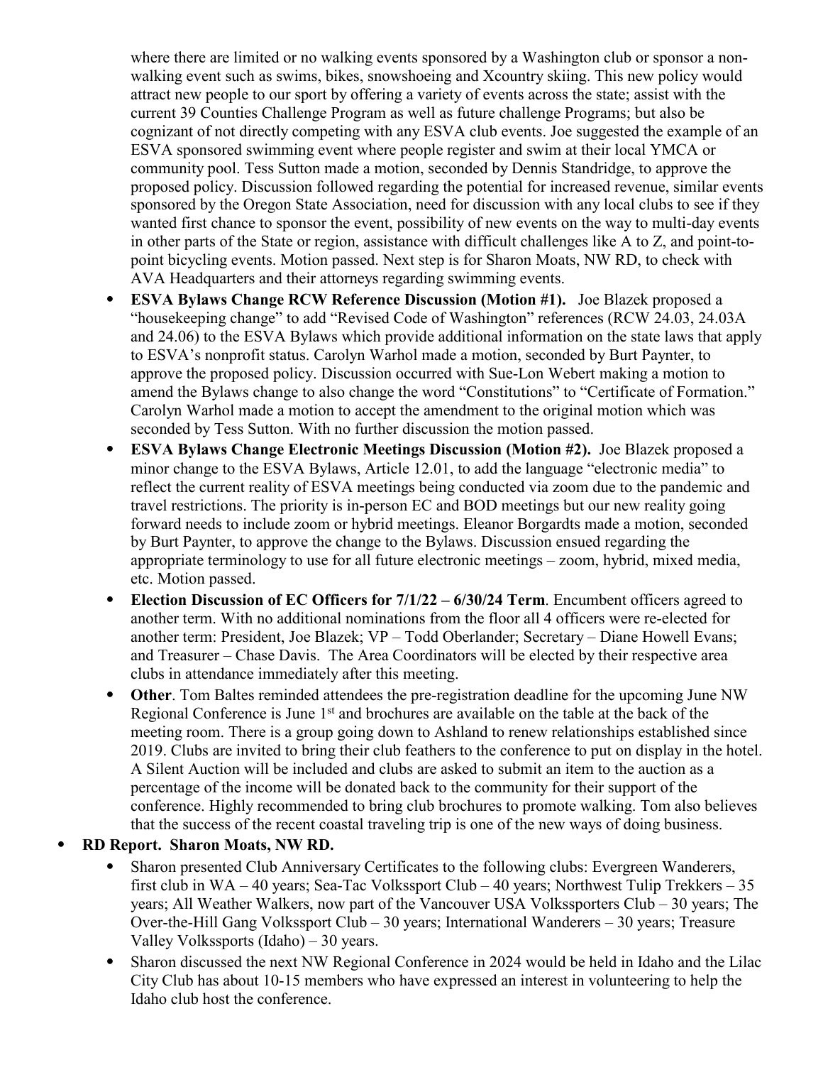where there are limited or no walking events sponsored by a Washington club or sponsor a non-walking event such as swims, bikes, snowshoeing and Xcountry skiing. This new policy would attract new people to our sport by offering a variety of events across the state; assist with the current 39 Counties Challenge Program as well as future challenge Programs; but also be cognizant of not directly competing with any ESVA club events. Joe suggested the example of an ESVA sponsored swimming event where people register and swim at their local YMCA or community pool. Tess Sutton made a motion, seconded by Dennis Standridge, to approve the proposed policy. Discussion followed regarding the potential for increased revenue, similar events sponsored by the Oregon State Association, need for discussion with any local clubs to see if they wanted first chance to sponsor the event, possibility of new events on the way to multi-day events in other parts of the State or region, assistance with difficult challenges like A to Z, and point-to-point bicycling events. Motion passed. Next step is for Sharon Moats, NW RD, to check with AVA Headquarters and their attorneys regarding swimming events.

- **ESVA Bylaws Change RCW Reference Discussion (Motion #1).** Joe Blazek proposed a "housekeeping change" to add "Revised Code of Washington" references (RCW 24.03, 24.03A and 24.06) to the ESVA Bylaws which provide additional information on the state laws that apply to ESVA's nonprofit status. Carolyn Warhol made a motion, seconded by Burt Paynter, to approve the proposed policy. Discussion occurred with Sue-Lon Webert making a motion to amend the Bylaws change to also change the word "Constitutions" to "Certificate of Formation." Carolyn Warhol made a motion to accept the amendment to the original motion which was seconded by Tess Sutton. With no further discussion the motion passed.
- **ESVA Bylaws Change Electronic Meetings Discussion (Motion #2).** Joe Blazek proposed a minor change to the ESVA Bylaws, Article 12.01, to add the language "electronic media" to reflect the current reality of ESVA meetings being conducted via zoom due to the pandemic and travel restrictions. The priority is in-person EC and BOD meetings but our new reality going forward needs to include zoom or hybrid meetings. Eleanor Borgardts made a motion, seconded by Burt Paynter, to approve the change to the Bylaws. Discussion ensued regarding the appropriate terminology to use for all future electronic meetings – zoom, hybrid, mixed media, etc. Motion passed.
- **Election Discussion of EC Officers for 7/1/22 – 6/30/24 Term**. Encumbent officers agreed to another term. With no additional nominations from the floor all 4 officers were re-elected for another term: President, Joe Blazek; VP – Todd Oberlander; Secretary – Diane Howell Evans; and Treasurer – Chase Davis. The Area Coordinators will be elected by their respective area clubs in attendance immediately after this meeting.
- **Other**. Tom Baltes reminded attendees the pre-registration deadline for the upcoming June NW Regional Conference is June 1st and brochures are available on the table at the back of the meeting room. There is a group going down to Ashland to renew relationships established since 2019. Clubs are invited to bring their club feathers to the conference to put on display in the hotel. A Silent Auction will be included and clubs are asked to submit an item to the auction as a percentage of the income will be donated back to the community for their support of the conference. Highly recommended to bring club brochures to promote walking. Tom also believes that the success of the recent coastal traveling trip is one of the new ways of doing business.

- **RD Report. Sharon Moats, NW RD.**
  - Sharon presented Club Anniversary Certificates to the following clubs: Evergreen Wanderers, first club in WA – 40 years; Sea-Tac Volkssport Club – 40 years; Northwest Tulip Trekkers – 35 years; All Weather Walkers, now part of the Vancouver USA Volkssporters Club – 30 years; The Over-the-Hill Gang Volkssport Club – 30 years; International Wanderers – 30 years; Treasure Valley Volkssports (Idaho) – 30 years.
  - Sharon discussed the next NW Regional Conference in 2024 would be held in Idaho and the Lilac City Club has about 10-15 members who have expressed an interest in volunteering to help the Idaho club host the conference.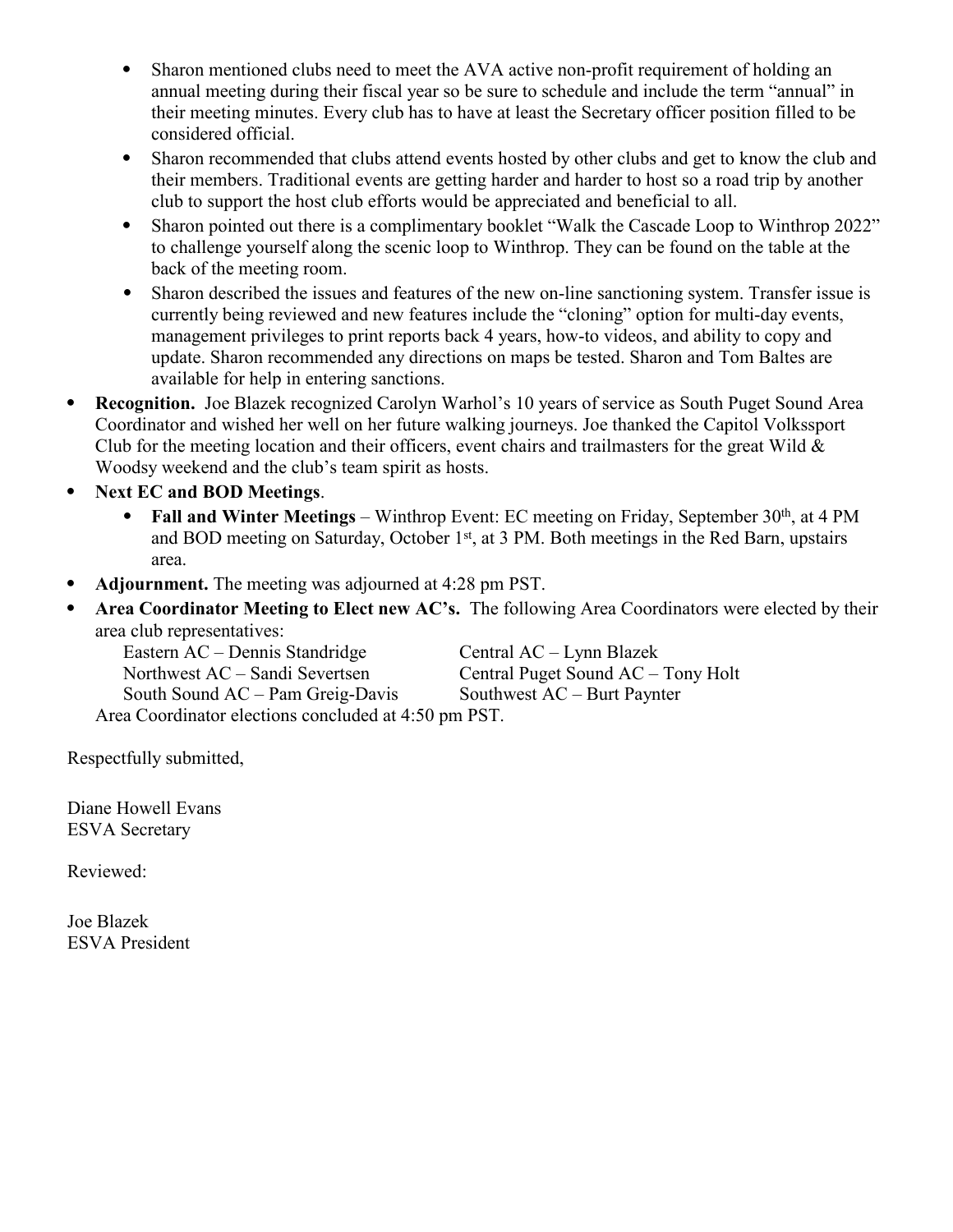- Sharon mentioned clubs need to meet the AVA active non-profit requirement of holding an annual meeting during their fiscal year so be sure to schedule and include the term "annual" in their meeting minutes. Every club has to have at least the Secretary officer position filled to be considered official.
    - Sharon recommended that clubs attend events hosted by other clubs and get to know the club and their members. Traditional events are getting harder and harder to host so a road trip by another club to support the host club efforts would be appreciated and beneficial to all.
    - Sharon pointed out there is a complimentary booklet "Walk the Cascade Loop to Winthrop 2022" to challenge yourself along the scenic loop to Winthrop. They can be found on the table at the back of the meeting room.
    - Sharon described the issues and features of the new on-line sanctioning system. Transfer issue is currently being reviewed and new features include the "cloning" option for multi-day events, management privileges to print reports back 4 years, how-to videos, and ability to copy and update. Sharon recommended any directions on maps be tested. Sharon and Tom Baltes are available for help in entering sanctions.
- **Recognition.** Joe Blazek recognized Carolyn Warhol's 10 years of service as South Puget Sound Area Coordinator and wished her well on her future walking journeys. Joe thanked the Capitol Volkssport Club for the meeting location and their officers, event chairs and trailmasters for the great Wild & Woodsy weekend and the club's team spirit as hosts.
- **Next EC and BOD Meetings**.
    - **Fall and Winter Meetings** – Winthrop Event: EC meeting on Friday, September 30th, at 4 PM and BOD meeting on Saturday, October 1st, at 3 PM. Both meetings in the Red Barn, upstairs area.
- **Adjournment.** The meeting was adjourned at 4:28 pm PST.
- **Area Coordinator Meeting to Elect new AC's.** The following Area Coordinators were elected by their area club representatives:

  Eastern AC – Dennis Standridge
  Central AC – Lynn Blazek
  Northwest AC – Sandi Severtsen
  Central Puget Sound AC – Tony Holt
  South Sound AC – Pam Greig-Davis
  Southwest AC – Burt Paynter

  Area Coordinator elections concluded at 4:50 pm PST.

Respectfully submitted,

Diane Howell Evans
ESVA Secretary

Reviewed:

Joe Blazek
ESVA President